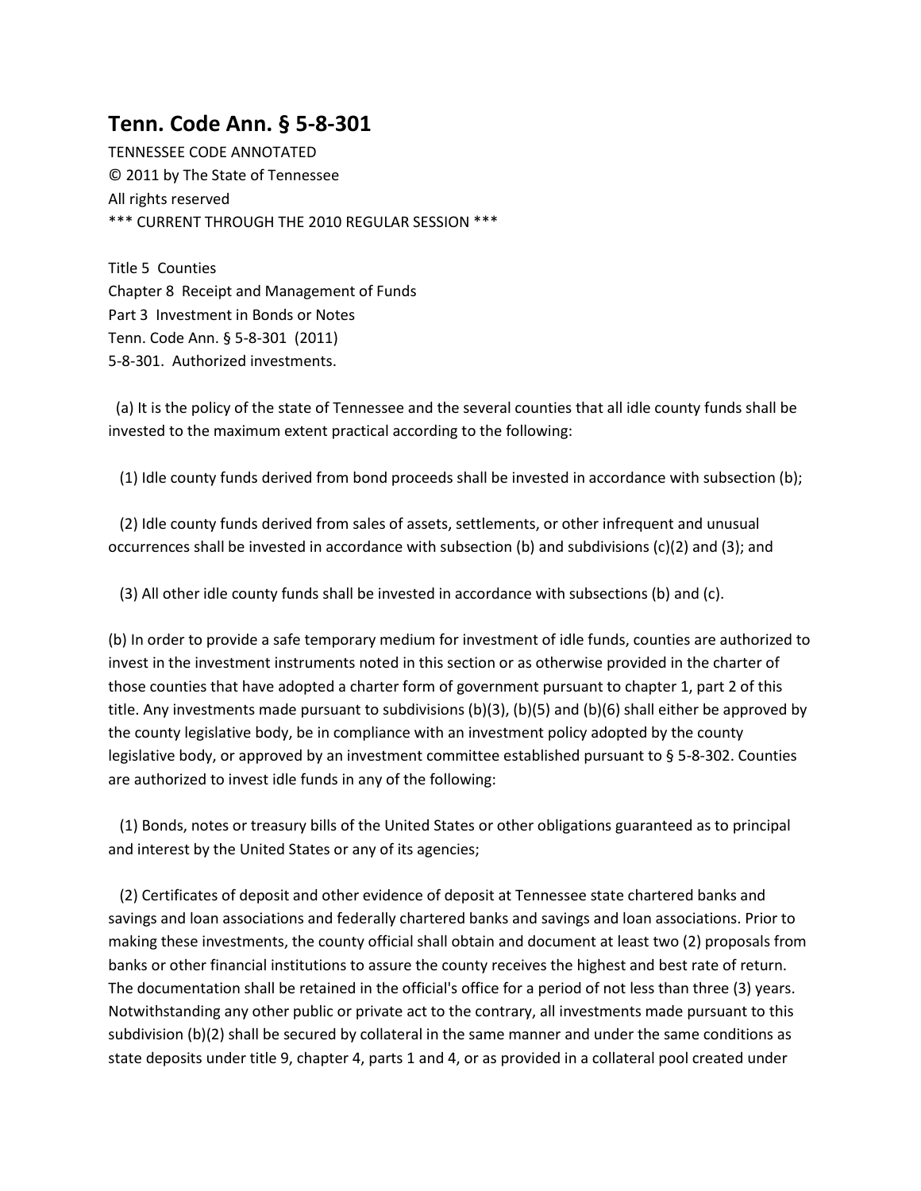# Tenn. Code Ann. § 5-8-301

TENNESSEE CODE ANNOTATED
© 2011 by The State of Tennessee
All rights reserved
*** CURRENT THROUGH THE 2010 REGULAR SESSION ***

Title 5 Counties
Chapter 8 Receipt and Management of Funds
Part 3 Investment in Bonds or Notes
Tenn. Code Ann. § 5-8-301 (2011)
5-8-301. Authorized investments.

(a) It is the policy of the state of Tennessee and the several counties that all idle county funds shall be invested to the maximum extent practical according to the following:

(1) Idle county funds derived from bond proceeds shall be invested in accordance with subsection (b);

(2) Idle county funds derived from sales of assets, settlements, or other infrequent and unusual occurrences shall be invested in accordance with subsection (b) and subdivisions (c)(2) and (3); and

(3) All other idle county funds shall be invested in accordance with subsections (b) and (c).

(b) In order to provide a safe temporary medium for investment of idle funds, counties are authorized to invest in the investment instruments noted in this section or as otherwise provided in the charter of those counties that have adopted a charter form of government pursuant to chapter 1, part 2 of this title. Any investments made pursuant to subdivisions (b)(3), (b)(5) and (b)(6) shall either be approved by the county legislative body, be in compliance with an investment policy adopted by the county legislative body, or approved by an investment committee established pursuant to § 5-8-302. Counties are authorized to invest idle funds in any of the following:

(1) Bonds, notes or treasury bills of the United States or other obligations guaranteed as to principal and interest by the United States or any of its agencies;

(2) Certificates of deposit and other evidence of deposit at Tennessee state chartered banks and savings and loan associations and federally chartered banks and savings and loan associations. Prior to making these investments, the county official shall obtain and document at least two (2) proposals from banks or other financial institutions to assure the county receives the highest and best rate of return. The documentation shall be retained in the official's office for a period of not less than three (3) years. Notwithstanding any other public or private act to the contrary, all investments made pursuant to this subdivision (b)(2) shall be secured by collateral in the same manner and under the same conditions as state deposits under title 9, chapter 4, parts 1 and 4, or as provided in a collateral pool created under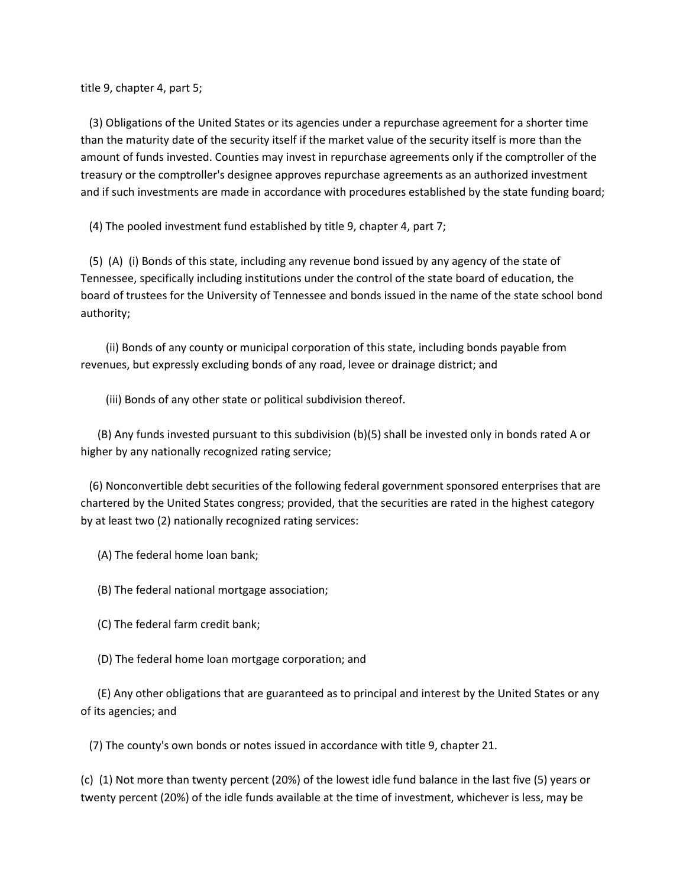title 9, chapter 4, part 5;

(3) Obligations of the United States or its agencies under a repurchase agreement for a shorter time than the maturity date of the security itself if the market value of the security itself is more than the amount of funds invested. Counties may invest in repurchase agreements only if the comptroller of the treasury or the comptroller's designee approves repurchase agreements as an authorized investment and if such investments are made in accordance with procedures established by the state funding board;

(4) The pooled investment fund established by title 9, chapter 4, part 7;

(5) (A) (i) Bonds of this state, including any revenue bond issued by any agency of the state of Tennessee, specifically including institutions under the control of the state board of education, the board of trustees for the University of Tennessee and bonds issued in the name of the state school bond authority;

(ii) Bonds of any county or municipal corporation of this state, including bonds payable from revenues, but expressly excluding bonds of any road, levee or drainage district; and

(iii) Bonds of any other state or political subdivision thereof.

(B) Any funds invested pursuant to this subdivision (b)(5) shall be invested only in bonds rated A or higher by any nationally recognized rating service;

(6) Nonconvertible debt securities of the following federal government sponsored enterprises that are chartered by the United States congress; provided, that the securities are rated in the highest category by at least two (2) nationally recognized rating services:

(A) The federal home loan bank;

(B) The federal national mortgage association;

(C) The federal farm credit bank;

(D) The federal home loan mortgage corporation; and

(E) Any other obligations that are guaranteed as to principal and interest by the United States or any of its agencies; and

(7) The county's own bonds or notes issued in accordance with title 9, chapter 21.

(c) (1) Not more than twenty percent (20%) of the lowest idle fund balance in the last five (5) years or twenty percent (20%) of the idle funds available at the time of investment, whichever is less, may be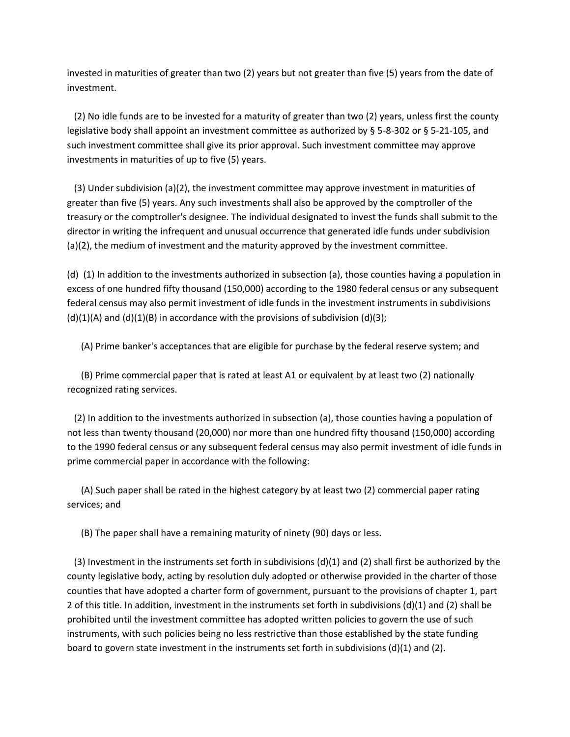invested in maturities of greater than two (2) years but not greater than five (5) years from the date of investment.

(2) No idle funds are to be invested for a maturity of greater than two (2) years, unless first the county legislative body shall appoint an investment committee as authorized by § 5-8-302 or § 5-21-105, and such investment committee shall give its prior approval. Such investment committee may approve investments in maturities of up to five (5) years.

(3) Under subdivision (a)(2), the investment committee may approve investment in maturities of greater than five (5) years. Any such investments shall also be approved by the comptroller of the treasury or the comptroller's designee. The individual designated to invest the funds shall submit to the director in writing the infrequent and unusual occurrence that generated idle funds under subdivision (a)(2), the medium of investment and the maturity approved by the investment committee.

(d) (1) In addition to the investments authorized in subsection (a), those counties having a population in excess of one hundred fifty thousand (150,000) according to the 1980 federal census or any subsequent federal census may also permit investment of idle funds in the investment instruments in subdivisions (d)(1)(A) and (d)(1)(B) in accordance with the provisions of subdivision (d)(3);

(A) Prime banker's acceptances that are eligible for purchase by the federal reserve system; and

(B) Prime commercial paper that is rated at least A1 or equivalent by at least two (2) nationally recognized rating services.

(2) In addition to the investments authorized in subsection (a), those counties having a population of not less than twenty thousand (20,000) nor more than one hundred fifty thousand (150,000) according to the 1990 federal census or any subsequent federal census may also permit investment of idle funds in prime commercial paper in accordance with the following:

(A) Such paper shall be rated in the highest category by at least two (2) commercial paper rating services; and

(B) The paper shall have a remaining maturity of ninety (90) days or less.

(3) Investment in the instruments set forth in subdivisions (d)(1) and (2) shall first be authorized by the county legislative body, acting by resolution duly adopted or otherwise provided in the charter of those counties that have adopted a charter form of government, pursuant to the provisions of chapter 1, part 2 of this title. In addition, investment in the instruments set forth in subdivisions (d)(1) and (2) shall be prohibited until the investment committee has adopted written policies to govern the use of such instruments, with such policies being no less restrictive than those established by the state funding board to govern state investment in the instruments set forth in subdivisions (d)(1) and (2).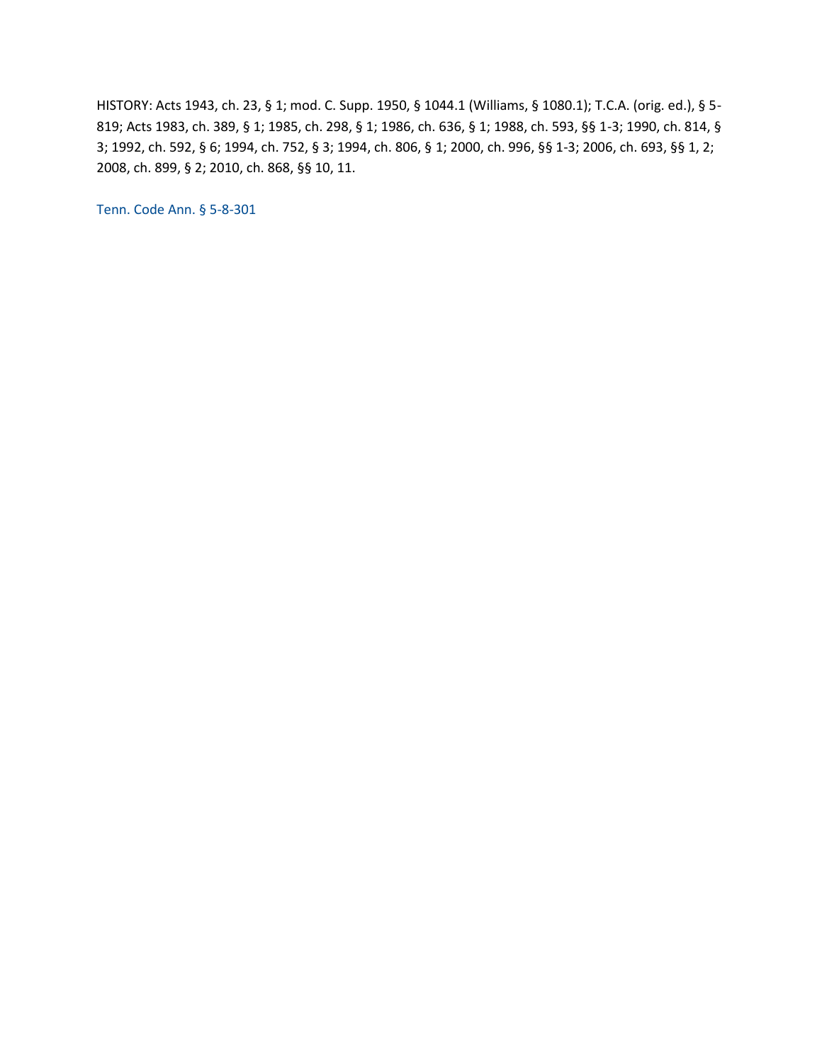HISTORY: Acts 1943, ch. 23, § 1; mod. C. Supp. 1950, § 1044.1 (Williams, § 1080.1); T.C.A. (orig. ed.), § 5-819; Acts 1983, ch. 389, § 1; 1985, ch. 298, § 1; 1986, ch. 636, § 1; 1988, ch. 593, §§ 1-3; 1990, ch. 814, § 3; 1992, ch. 592, § 6; 1994, ch. 752, § 3; 1994, ch. 806, § 1; 2000, ch. 996, §§ 1-3; 2006, ch. 693, §§ 1, 2; 2008, ch. 899, § 2; 2010, ch. 868, §§ 10, 11.

Tenn. Code Ann. § 5-8-301